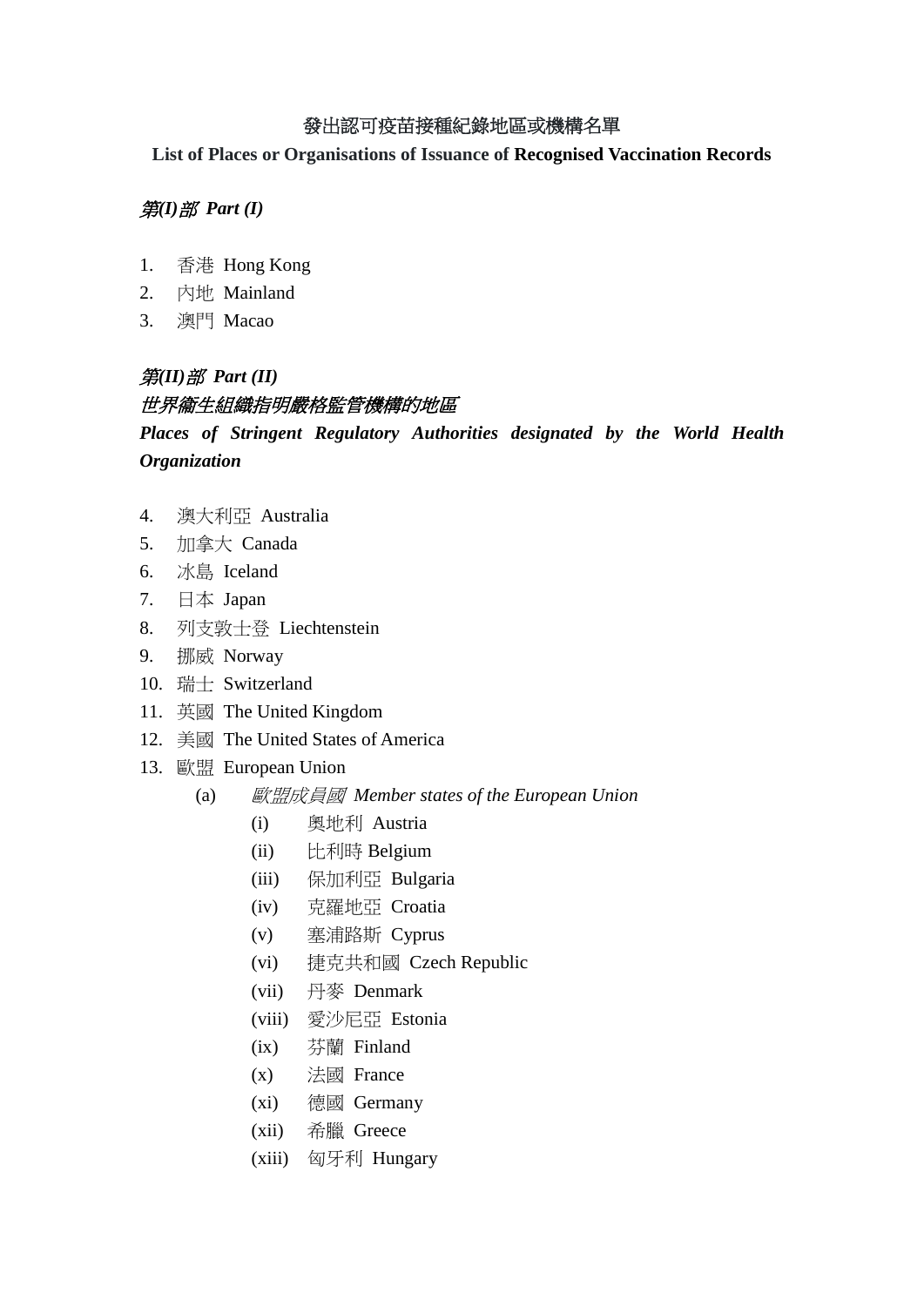# 發出認可疫苗接種紀錄地區或機構名單

## List of Places or Organisations of Issuance of Recognised Vaccination Records

### *第(I)部 Part (I)*

1. 香港 Hong Kong
2. 內地 Mainland
3. 澳門 Macao

### *第(II)部 Part (II)*

### *世界衞生組織指明嚴格監管機構的地區*

### *Places of Stringent Regulatory Authorities designated by the World Health Organization*

4. 澳大利亞 Australia
5. 加拿大 Canada
6. 冰島 Iceland
7. 日本 Japan
8. 列支敦士登 Liechtenstein
9. 挪威 Norway
10. 瑞士 Switzerland
11. 英國 The United Kingdom
12. 美國 The United States of America
13. 歐盟 European Union
    - (a) *歐盟成員國 Member states of the European Union*
        - (i) 奧地利 Austria
        - (ii) 比利時 Belgium
        - (iii) 保加利亞 Bulgaria
        - (iv) 克羅地亞 Croatia
        - (v) 塞浦路斯 Cyprus
        - (vi) 捷克共和國 Czech Republic
        - (vii) 丹麥 Denmark
        - (viii) 愛沙尼亞 Estonia
        - (ix) 芬蘭 Finland
        - (x) 法國 France
        - (xi) 德國 Germany
        - (xii) 希臘 Greece
        - (xiii) 匈牙利 Hungary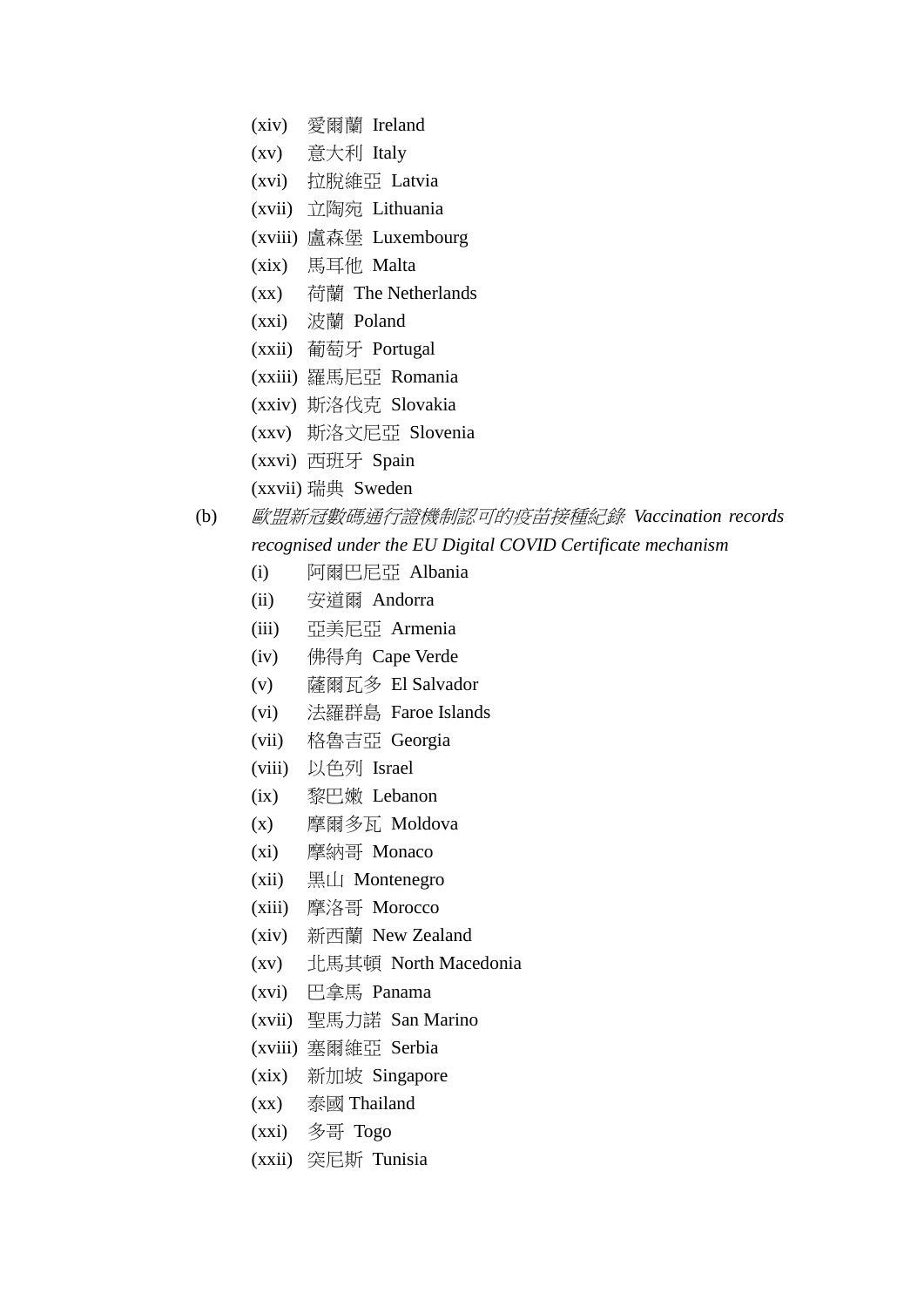(xiv) 愛爾蘭 Ireland
(xv) 意大利 Italy
(xvi) 拉脫維亞 Latvia
(xvii) 立陶宛 Lithuania
(xviii) 盧森堡 Luxembourg
(xix) 馬耳他 Malta
(xx) 荷蘭 The Netherlands
(xxi) 波蘭 Poland
(xxii) 葡萄牙 Portugal
(xxiii) 羅馬尼亞 Romania
(xxiv) 斯洛伐克 Slovakia
(xxv) 斯洛文尼亞 Slovenia
(xxvi) 西班牙 Spain
(xxvii) 瑞典 Sweden

(b) *歐盟新冠數碼通行證機制認可的疫苗接種紀錄 Vaccination records recognised under the EU Digital COVID Certificate mechanism*

(i) 阿爾巴尼亞 Albania
(ii) 安道爾 Andorra
(iii) 亞美尼亞 Armenia
(iv) 佛得角 Cape Verde
(v) 薩爾瓦多 El Salvador
(vi) 法羅群島 Faroe Islands
(vii) 格魯吉亞 Georgia
(viii) 以色列 Israel
(ix) 黎巴嫩 Lebanon
(x) 摩爾多瓦 Moldova
(xi) 摩納哥 Monaco
(xii) 黑山 Montenegro
(xiii) 摩洛哥 Morocco
(xiv) 新西蘭 New Zealand
(xv) 北馬其頓 North Macedonia
(xvi) 巴拿馬 Panama
(xvii) 聖馬力諾 San Marino
(xviii) 塞爾維亞 Serbia
(xix) 新加坡 Singapore
(xx) 泰國 Thailand
(xxi) 多哥 Togo
(xxii) 突尼斯 Tunisia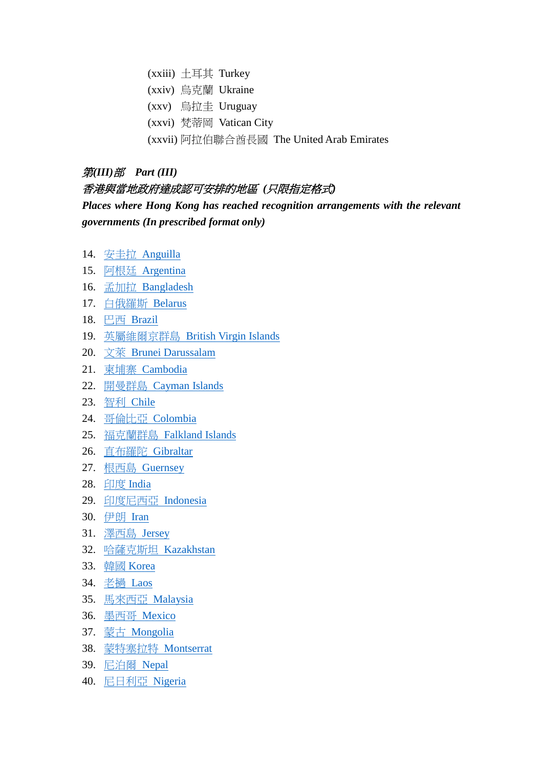(xxiii) 土耳其 Turkey
(xxiv) 烏克蘭 Ukraine
(xxv) 烏拉圭 Uruguay
(xxvi) 梵蒂岡 Vatican City
(xxvii) 阿拉伯聯合酋長國 The United Arab Emirates

***第(III)部 Part (III)***

***香港與當地政府達成認可安排的地區 (只限指定格式)***

***Places where Hong Kong has reached recognition arrangements with the relevant governments (In prescribed format only)***

14. 安圭拉 Anguilla
15. 阿根廷 Argentina
16. 孟加拉 Bangladesh
17. 白俄羅斯 Belarus
18. 巴西 Brazil
19. 英屬維爾京群島 British Virgin Islands
20. 文萊 Brunei Darussalam
21. 柬埔寨 Cambodia
22. 開曼群島 Cayman Islands
23. 智利 Chile
24. 哥倫比亞 Colombia
25. 福克蘭群島 Falkland Islands
26. 直布羅陀 Gibraltar
27. 根西島 Guernsey
28. 印度 India
29. 印度尼西亞 Indonesia
30. 伊朗 Iran
31. 澤西島 Jersey
32. 哈薩克斯坦 Kazakhstan
33. 韓國 Korea
34. 老撾 Laos
35. 馬來西亞 Malaysia
36. 墨西哥 Mexico
37. 蒙古 Mongolia
38. 蒙特塞拉特 Montserrat
39. 尼泊爾 Nepal
40. 尼日利亞 Nigeria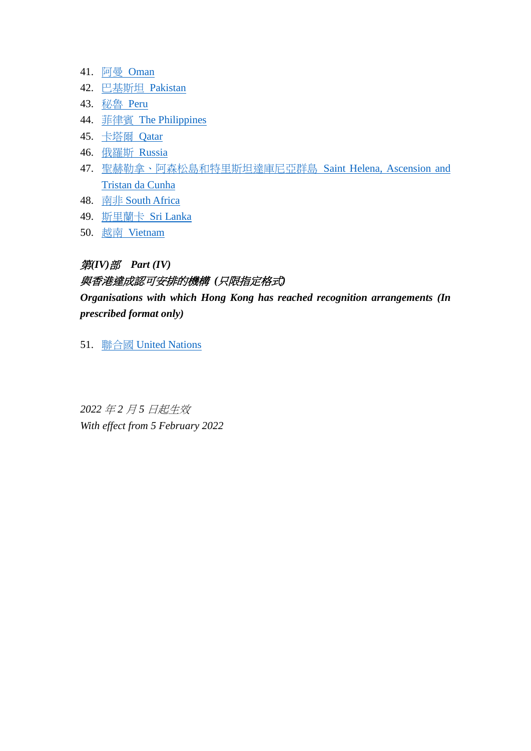41. 阿曼 Oman
42. 巴基斯坦 Pakistan
43. 秘魯 Peru
44. 菲律賓 The Philippines
45. 卡塔爾 Qatar
46. 俄羅斯 Russia
47. 聖赫勒拿、阿森松島和特里斯坦達庫尼亞群島 Saint Helena, Ascension and Tristan da Cunha
48. 南非 South Africa
49. 斯里蘭卡 Sri Lanka
50. 越南 Vietnam

***第(IV)部 Part (IV)***

***與香港達成認可安排的機構 (只限指定格式)***

***Organisations with which Hong Kong has reached recognition arrangements (In prescribed format only)***

51. 聯合國 United Nations

*2022 年 2 月 5 日起生效*

*With effect from 5 February 2022*